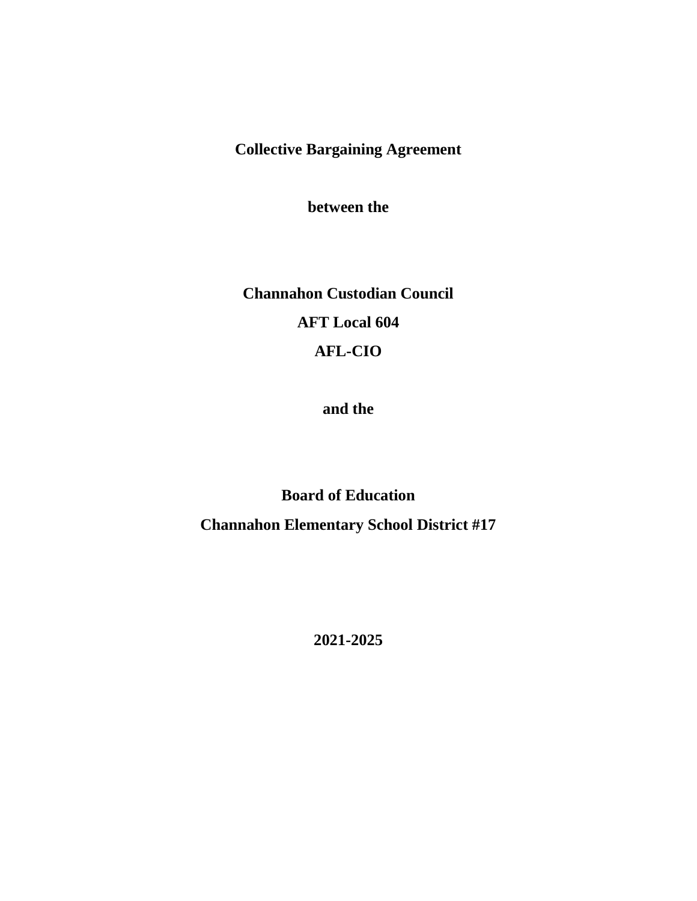**Collective Bargaining Agreement**

**between the**

**Channahon Custodian Council**

**AFT Local 604**

**AFL-CIO**

**and the**

**Board of Education**

**Channahon Elementary School District #17**

**2021-2025**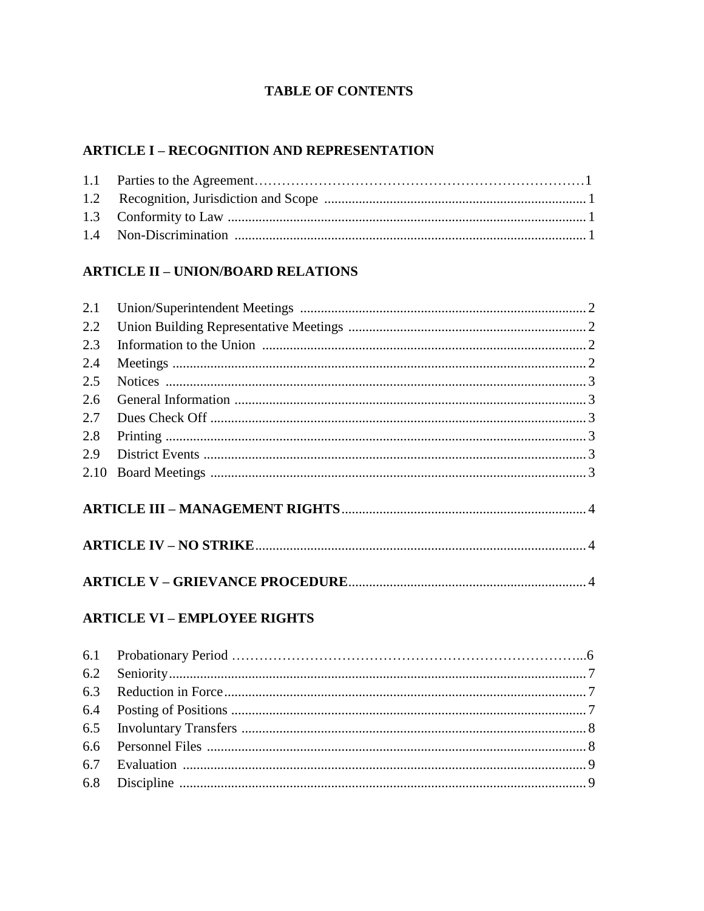# TABLE OF CONTENTS

## ARTICLE I – RECOGNITION AND REPRESENTATION

| | | |
|---|---|---|
| 1.1 | Parties to the Agreement | 1 |
| 1.2 | Recognition, Jurisdiction and Scope | 1 |
| 1.3 | Conformity to Law | 1 |
| 1.4 | Non-Discrimination | 1 |

## ARTICLE II – UNION/BOARD RELATIONS

| | | |
|---|---|---|
| 2.1 | Union/Superintendent Meetings | 2 |
| 2.2 | Union Building Representative Meetings | 2 |
| 2.3 | Information to the Union | 2 |
| 2.4 | Meetings | 2 |
| 2.5 | Notices | 3 |
| 2.6 | General Information | 3 |
| 2.7 | Dues Check Off | 3 |
| 2.8 | Printing | 3 |
| 2.9 | District Events | 3 |
| 2.10 | Board Meetings | 3 |

**ARTICLE III – MANAGEMENT RIGHTS** ........ 4

**ARTICLE IV – NO STRIKE** ........ 4

**ARTICLE V – GRIEVANCE PROCEDURE** ........ 4

## ARTICLE VI – EMPLOYEE RIGHTS

| | | |
|---|---|---|
| 6.1 | Probationary Period | 6 |
| 6.2 | Seniority | 7 |
| 6.3 | Reduction in Force | 7 |
| 6.4 | Posting of Positions | 7 |
| 6.5 | Involuntary Transfers | 8 |
| 6.6 | Personnel Files | 8 |
| 6.7 | Evaluation | 9 |
| 6.8 | Discipline | 9 |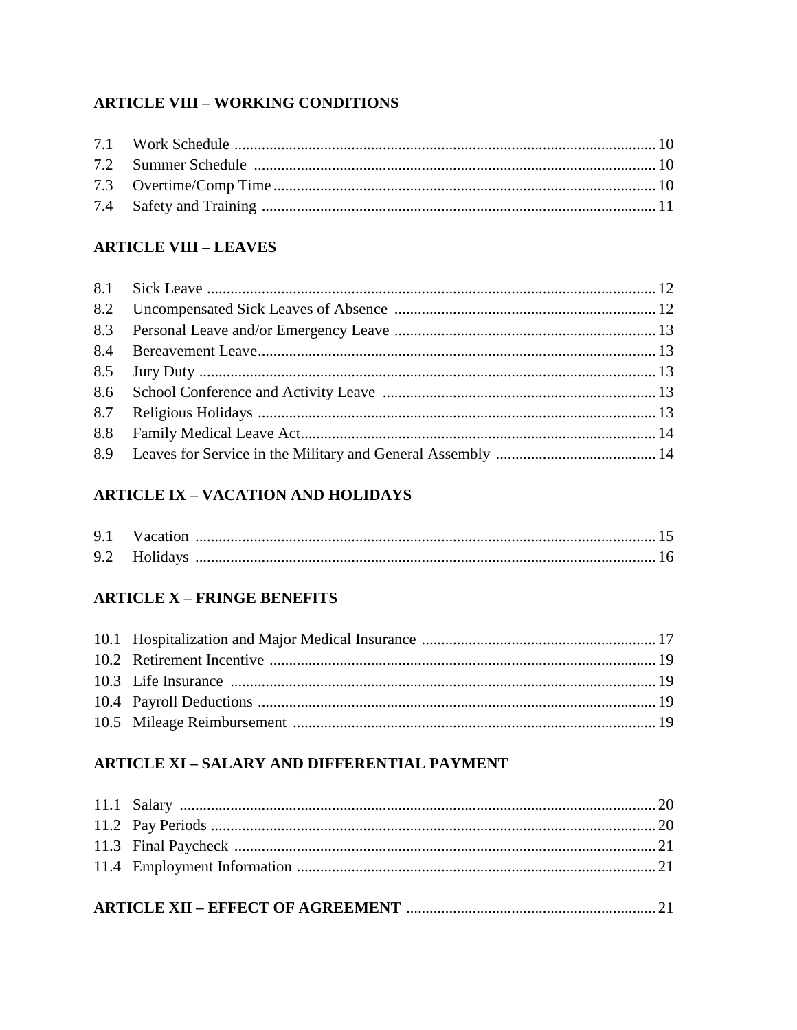**ARTICLE VIII – WORKING CONDITIONS**

| | | |
|---|---|---|
| 7.1 | Work Schedule | 10 |
| 7.2 | Summer Schedule | 10 |
| 7.3 | Overtime/Comp Time | 10 |
| 7.4 | Safety and Training | 11 |

**ARTICLE VIII – LEAVES**

| | | |
|---|---|---|
| 8.1 | Sick Leave | 12 |
| 8.2 | Uncompensated Sick Leaves of Absence | 12 |
| 8.3 | Personal Leave and/or Emergency Leave | 13 |
| 8.4 | Bereavement Leave | 13 |
| 8.5 | Jury Duty | 13 |
| 8.6 | School Conference and Activity Leave | 13 |
| 8.7 | Religious Holidays | 13 |
| 8.8 | Family Medical Leave Act | 14 |
| 8.9 | Leaves for Service in the Military and General Assembly | 14 |

**ARTICLE IX – VACATION AND HOLIDAYS**

| | | |
|---|---|---|
| 9.1 | Vacation | 15 |
| 9.2 | Holidays | 16 |

**ARTICLE X – FRINGE BENEFITS**

| | | |
|---|---|---|
| 10.1 | Hospitalization and Major Medical Insurance | 17 |
| 10.2 | Retirement Incentive | 19 |
| 10.3 | Life Insurance | 19 |
| 10.4 | Payroll Deductions | 19 |
| 10.5 | Mileage Reimbursement | 19 |

**ARTICLE XI – SALARY AND DIFFERENTIAL PAYMENT**

| | | |
|---|---|---|
| 11.1 | Salary | 20 |
| 11.2 | Pay Periods | 20 |
| 11.3 | Final Paycheck | 21 |
| 11.4 | Employment Information | 21 |

**ARTICLE XII – EFFECT OF AGREEMENT** .......... 21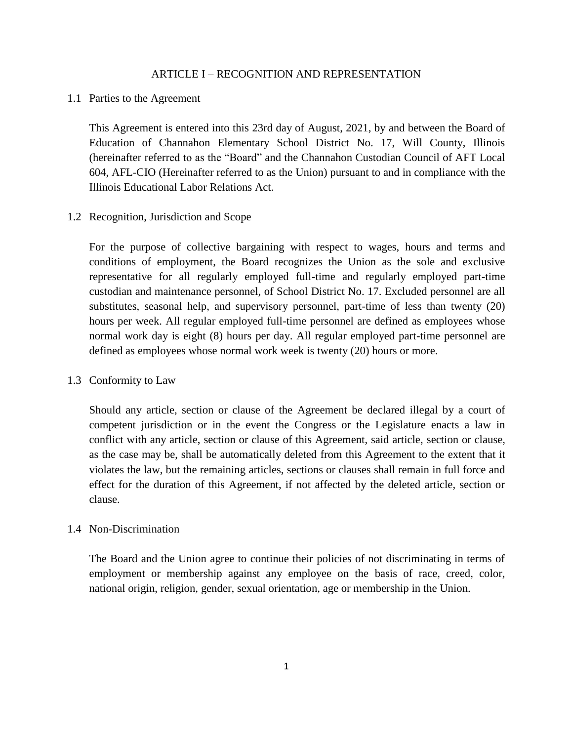# ARTICLE I – RECOGNITION AND REPRESENTATION

## 1.1 Parties to the Agreement

This Agreement is entered into this 23rd day of August, 2021, by and between the Board of Education of Channahon Elementary School District No. 17, Will County, Illinois (hereinafter referred to as the "Board" and the Channahon Custodian Council of AFT Local 604, AFL-CIO (Hereinafter referred to as the Union) pursuant to and in compliance with the Illinois Educational Labor Relations Act.

## 1.2 Recognition, Jurisdiction and Scope

For the purpose of collective bargaining with respect to wages, hours and terms and conditions of employment, the Board recognizes the Union as the sole and exclusive representative for all regularly employed full-time and regularly employed part-time custodian and maintenance personnel, of School District No. 17. Excluded personnel are all substitutes, seasonal help, and supervisory personnel, part-time of less than twenty (20) hours per week. All regular employed full-time personnel are defined as employees whose normal work day is eight (8) hours per day. All regular employed part-time personnel are defined as employees whose normal work week is twenty (20) hours or more.

## 1.3 Conformity to Law

Should any article, section or clause of the Agreement be declared illegal by a court of competent jurisdiction or in the event the Congress or the Legislature enacts a law in conflict with any article, section or clause of this Agreement, said article, section or clause, as the case may be, shall be automatically deleted from this Agreement to the extent that it violates the law, but the remaining articles, sections or clauses shall remain in full force and effect for the duration of this Agreement, if not affected by the deleted article, section or clause.

## 1.4 Non-Discrimination

The Board and the Union agree to continue their policies of not discriminating in terms of employment or membership against any employee on the basis of race, creed, color, national origin, religion, gender, sexual orientation, age or membership in the Union.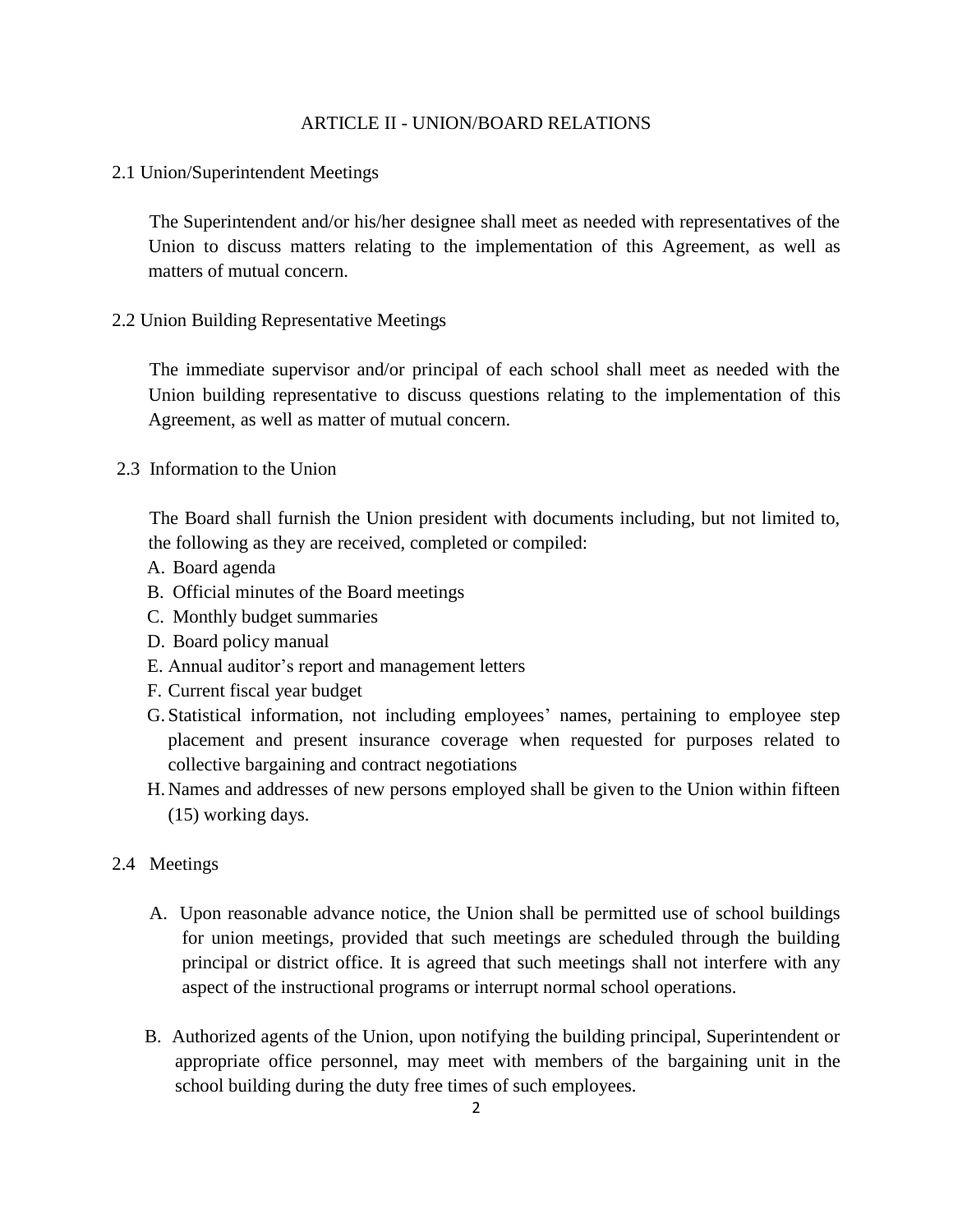# ARTICLE II - UNION/BOARD RELATIONS

## 2.1 Union/Superintendent Meetings

The Superintendent and/or his/her designee shall meet as needed with representatives of the Union to discuss matters relating to the implementation of this Agreement, as well as matters of mutual concern.

## 2.2 Union Building Representative Meetings

The immediate supervisor and/or principal of each school shall meet as needed with the Union building representative to discuss questions relating to the implementation of this Agreement, as well as matter of mutual concern.

## 2.3 Information to the Union

The Board shall furnish the Union president with documents including, but not limited to, the following as they are received, completed or compiled:

A. Board agenda
B. Official minutes of the Board meetings
C. Monthly budget summaries
D. Board policy manual
E. Annual auditor's report and management letters
F. Current fiscal year budget
G. Statistical information, not including employees' names, pertaining to employee step placement and present insurance coverage when requested for purposes related to collective bargaining and contract negotiations
H. Names and addresses of new persons employed shall be given to the Union within fifteen (15) working days.

## 2.4 Meetings

A. Upon reasonable advance notice, the Union shall be permitted use of school buildings for union meetings, provided that such meetings are scheduled through the building principal or district office. It is agreed that such meetings shall not interfere with any aspect of the instructional programs or interrupt normal school operations.

B. Authorized agents of the Union, upon notifying the building principal, Superintendent or appropriate office personnel, may meet with members of the bargaining unit in the school building during the duty free times of such employees.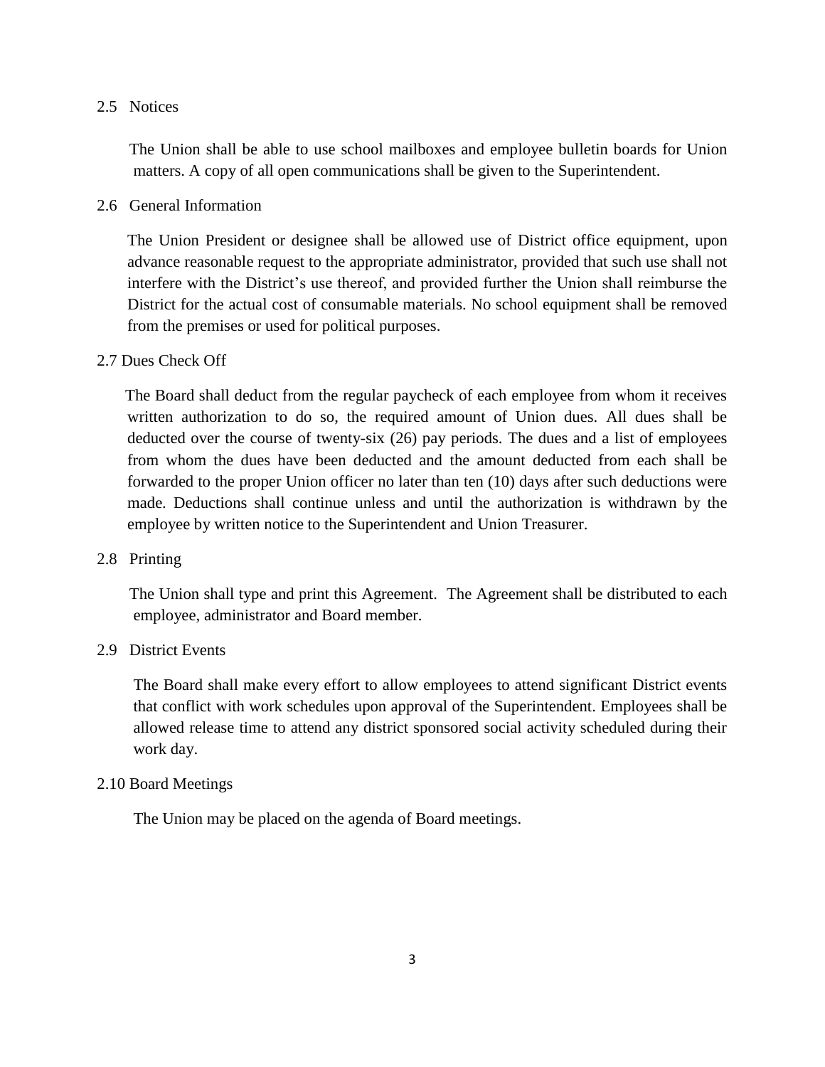### 2.5 Notices

The Union shall be able to use school mailboxes and employee bulletin boards for Union matters. A copy of all open communications shall be given to the Superintendent.

### 2.6 General Information

The Union President or designee shall be allowed use of District office equipment, upon advance reasonable request to the appropriate administrator, provided that such use shall not interfere with the District's use thereof, and provided further the Union shall reimburse the District for the actual cost of consumable materials. No school equipment shall be removed from the premises or used for political purposes.

### 2.7 Dues Check Off

The Board shall deduct from the regular paycheck of each employee from whom it receives written authorization to do so, the required amount of Union dues. All dues shall be deducted over the course of twenty-six (26) pay periods. The dues and a list of employees from whom the dues have been deducted and the amount deducted from each shall be forwarded to the proper Union officer no later than ten (10) days after such deductions were made. Deductions shall continue unless and until the authorization is withdrawn by the employee by written notice to the Superintendent and Union Treasurer.

### 2.8 Printing

The Union shall type and print this Agreement. The Agreement shall be distributed to each employee, administrator and Board member.

### 2.9 District Events

The Board shall make every effort to allow employees to attend significant District events that conflict with work schedules upon approval of the Superintendent. Employees shall be allowed release time to attend any district sponsored social activity scheduled during their work day.

### 2.10 Board Meetings

The Union may be placed on the agenda of Board meetings.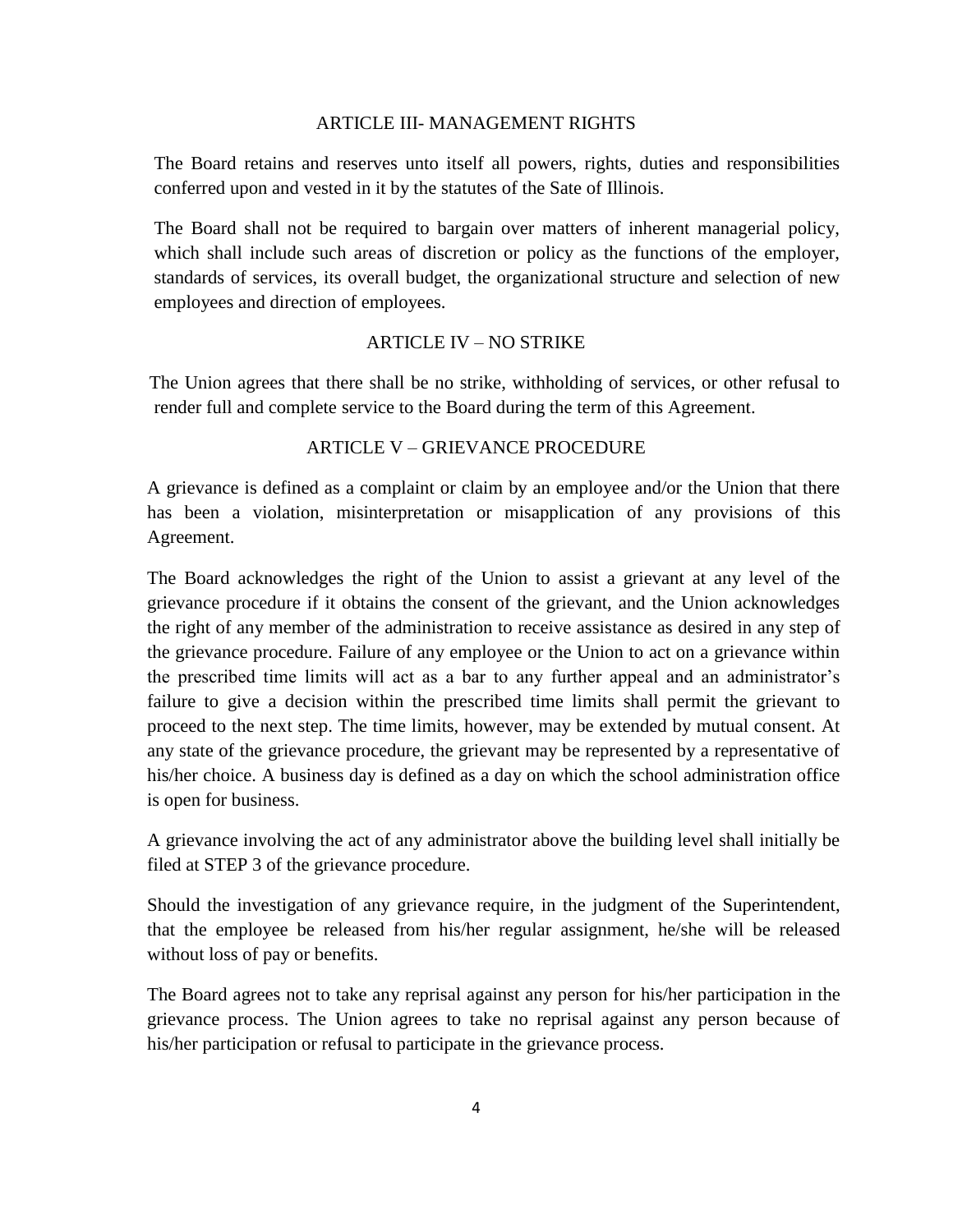## ARTICLE III- MANAGEMENT RIGHTS

The Board retains and reserves unto itself all powers, rights, duties and responsibilities conferred upon and vested in it by the statutes of the Sate of Illinois.

The Board shall not be required to bargain over matters of inherent managerial policy, which shall include such areas of discretion or policy as the functions of the employer, standards of services, its overall budget, the organizational structure and selection of new employees and direction of employees.

## ARTICLE IV – NO STRIKE

The Union agrees that there shall be no strike, withholding of services, or other refusal to render full and complete service to the Board during the term of this Agreement.

## ARTICLE V – GRIEVANCE PROCEDURE

A grievance is defined as a complaint or claim by an employee and/or the Union that there has been a violation, misinterpretation or misapplication of any provisions of this Agreement.

The Board acknowledges the right of the Union to assist a grievant at any level of the grievance procedure if it obtains the consent of the grievant, and the Union acknowledges the right of any member of the administration to receive assistance as desired in any step of the grievance procedure. Failure of any employee or the Union to act on a grievance within the prescribed time limits will act as a bar to any further appeal and an administrator's failure to give a decision within the prescribed time limits shall permit the grievant to proceed to the next step. The time limits, however, may be extended by mutual consent. At any state of the grievance procedure, the grievant may be represented by a representative of his/her choice. A business day is defined as a day on which the school administration office is open for business.

A grievance involving the act of any administrator above the building level shall initially be filed at STEP 3 of the grievance procedure.

Should the investigation of any grievance require, in the judgment of the Superintendent, that the employee be released from his/her regular assignment, he/she will be released without loss of pay or benefits.

The Board agrees not to take any reprisal against any person for his/her participation in the grievance process. The Union agrees to take no reprisal against any person because of his/her participation or refusal to participate in the grievance process.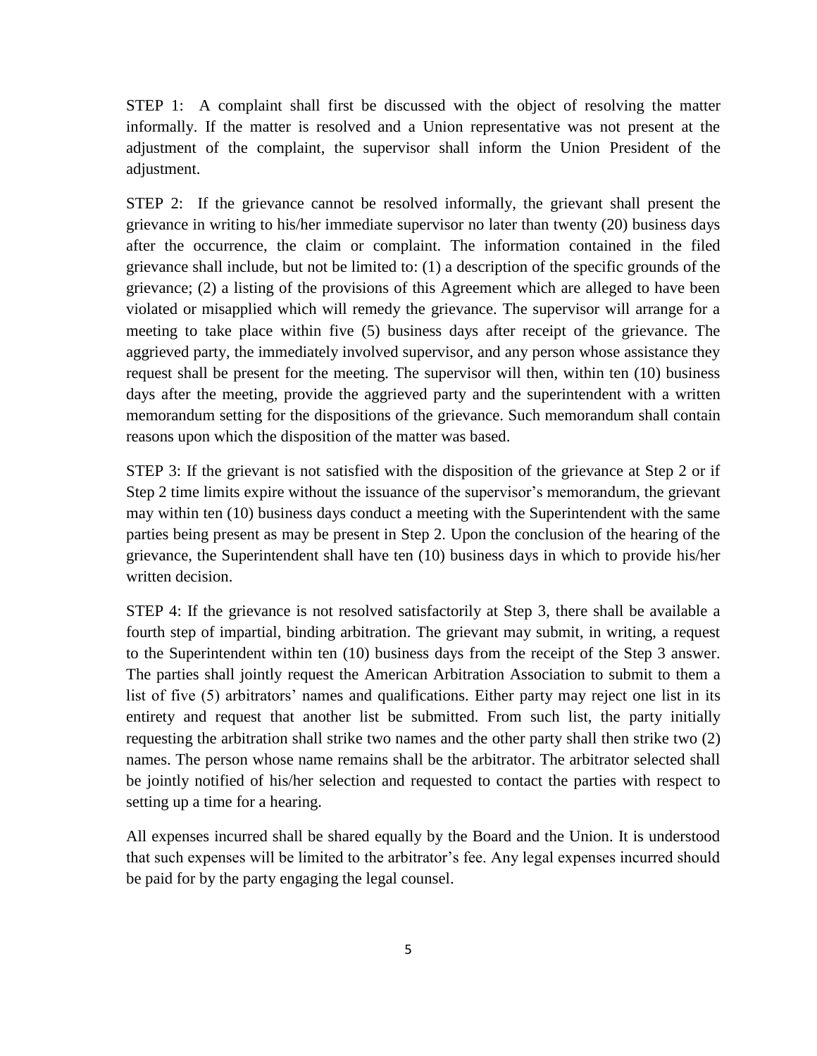STEP 1: A complaint shall first be discussed with the object of resolving the matter informally. If the matter is resolved and a Union representative was not present at the adjustment of the complaint, the supervisor shall inform the Union President of the adjustment.

STEP 2: If the grievance cannot be resolved informally, the grievant shall present the grievance in writing to his/her immediate supervisor no later than twenty (20) business days after the occurrence, the claim or complaint. The information contained in the filed grievance shall include, but not be limited to: (1) a description of the specific grounds of the grievance; (2) a listing of the provisions of this Agreement which are alleged to have been violated or misapplied which will remedy the grievance. The supervisor will arrange for a meeting to take place within five (5) business days after receipt of the grievance. The aggrieved party, the immediately involved supervisor, and any person whose assistance they request shall be present for the meeting. The supervisor will then, within ten (10) business days after the meeting, provide the aggrieved party and the superintendent with a written memorandum setting for the dispositions of the grievance. Such memorandum shall contain reasons upon which the disposition of the matter was based.

STEP 3: If the grievant is not satisfied with the disposition of the grievance at Step 2 or if Step 2 time limits expire without the issuance of the supervisor's memorandum, the grievant may within ten (10) business days conduct a meeting with the Superintendent with the same parties being present as may be present in Step 2. Upon the conclusion of the hearing of the grievance, the Superintendent shall have ten (10) business days in which to provide his/her written decision.

STEP 4: If the grievance is not resolved satisfactorily at Step 3, there shall be available a fourth step of impartial, binding arbitration. The grievant may submit, in writing, a request to the Superintendent within ten (10) business days from the receipt of the Step 3 answer. The parties shall jointly request the American Arbitration Association to submit to them a list of five (5) arbitrators' names and qualifications. Either party may reject one list in its entirety and request that another list be submitted. From such list, the party initially requesting the arbitration shall strike two names and the other party shall then strike two (2) names. The person whose name remains shall be the arbitrator. The arbitrator selected shall be jointly notified of his/her selection and requested to contact the parties with respect to setting up a time for a hearing.

All expenses incurred shall be shared equally by the Board and the Union. It is understood that such expenses will be limited to the arbitrator's fee. Any legal expenses incurred should be paid for by the party engaging the legal counsel.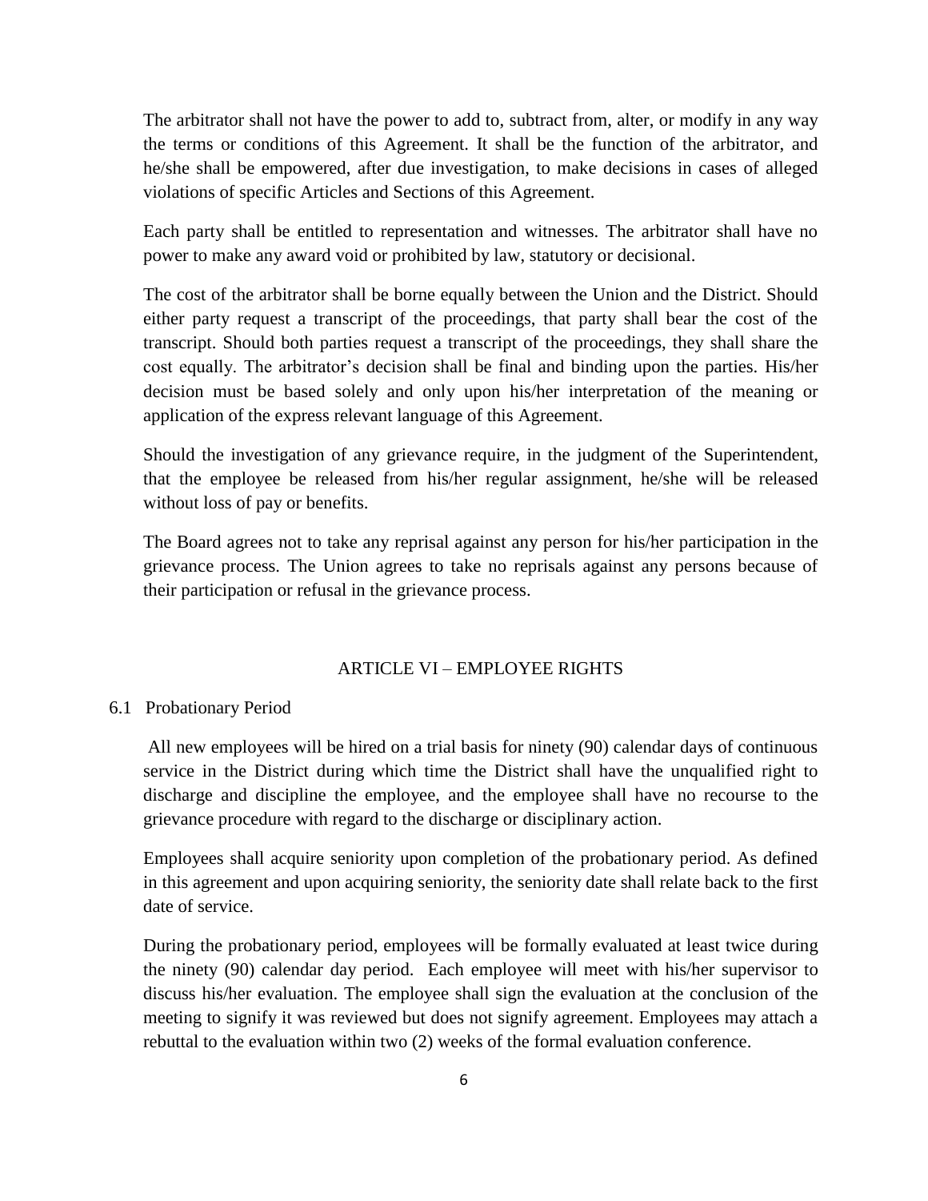The arbitrator shall not have the power to add to, subtract from, alter, or modify in any way the terms or conditions of this Agreement. It shall be the function of the arbitrator, and he/she shall be empowered, after due investigation, to make decisions in cases of alleged violations of specific Articles and Sections of this Agreement.

Each party shall be entitled to representation and witnesses. The arbitrator shall have no power to make any award void or prohibited by law, statutory or decisional.

The cost of the arbitrator shall be borne equally between the Union and the District. Should either party request a transcript of the proceedings, that party shall bear the cost of the transcript. Should both parties request a transcript of the proceedings, they shall share the cost equally. The arbitrator's decision shall be final and binding upon the parties. His/her decision must be based solely and only upon his/her interpretation of the meaning or application of the express relevant language of this Agreement.

Should the investigation of any grievance require, in the judgment of the Superintendent, that the employee be released from his/her regular assignment, he/she will be released without loss of pay or benefits.

The Board agrees not to take any reprisal against any person for his/her participation in the grievance process. The Union agrees to take no reprisals against any persons because of their participation or refusal in the grievance process.

## ARTICLE VI – EMPLOYEE RIGHTS

### 6.1 Probationary Period

All new employees will be hired on a trial basis for ninety (90) calendar days of continuous service in the District during which time the District shall have the unqualified right to discharge and discipline the employee, and the employee shall have no recourse to the grievance procedure with regard to the discharge or disciplinary action.

Employees shall acquire seniority upon completion of the probationary period. As defined in this agreement and upon acquiring seniority, the seniority date shall relate back to the first date of service.

During the probationary period, employees will be formally evaluated at least twice during the ninety (90) calendar day period. Each employee will meet with his/her supervisor to discuss his/her evaluation. The employee shall sign the evaluation at the conclusion of the meeting to signify it was reviewed but does not signify agreement. Employees may attach a rebuttal to the evaluation within two (2) weeks of the formal evaluation conference.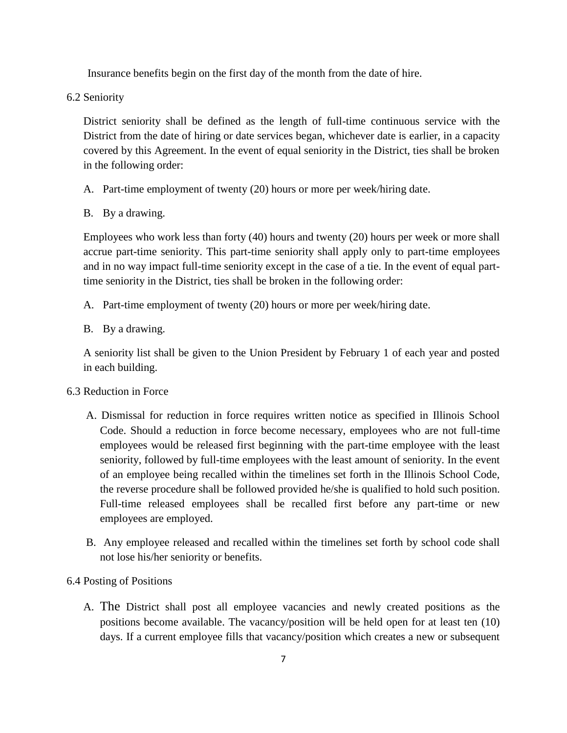Insurance benefits begin on the first day of the month from the date of hire.

6.2 Seniority

District seniority shall be defined as the length of full-time continuous service with the District from the date of hiring or date services began, whichever date is earlier, in a capacity covered by this Agreement. In the event of equal seniority in the District, ties shall be broken in the following order:

A. Part-time employment of twenty (20) hours or more per week/hiring date.

B. By a drawing.

Employees who work less than forty (40) hours and twenty (20) hours per week or more shall accrue part-time seniority. This part-time seniority shall apply only to part-time employees and in no way impact full-time seniority except in the case of a tie. In the event of equal part-time seniority in the District, ties shall be broken in the following order:

A. Part-time employment of twenty (20) hours or more per week/hiring date.

B. By a drawing.

A seniority list shall be given to the Union President by February 1 of each year and posted in each building.

6.3 Reduction in Force

A. Dismissal for reduction in force requires written notice as specified in Illinois School Code. Should a reduction in force become necessary, employees who are not full-time employees would be released first beginning with the part-time employee with the least seniority, followed by full-time employees with the least amount of seniority. In the event of an employee being recalled within the timelines set forth in the Illinois School Code, the reverse procedure shall be followed provided he/she is qualified to hold such position. Full-time released employees shall be recalled first before any part-time or new employees are employed.

B. Any employee released and recalled within the timelines set forth by school code shall not lose his/her seniority or benefits.

6.4 Posting of Positions

A. The District shall post all employee vacancies and newly created positions as the positions become available. The vacancy/position will be held open for at least ten (10) days. If a current employee fills that vacancy/position which creates a new or subsequent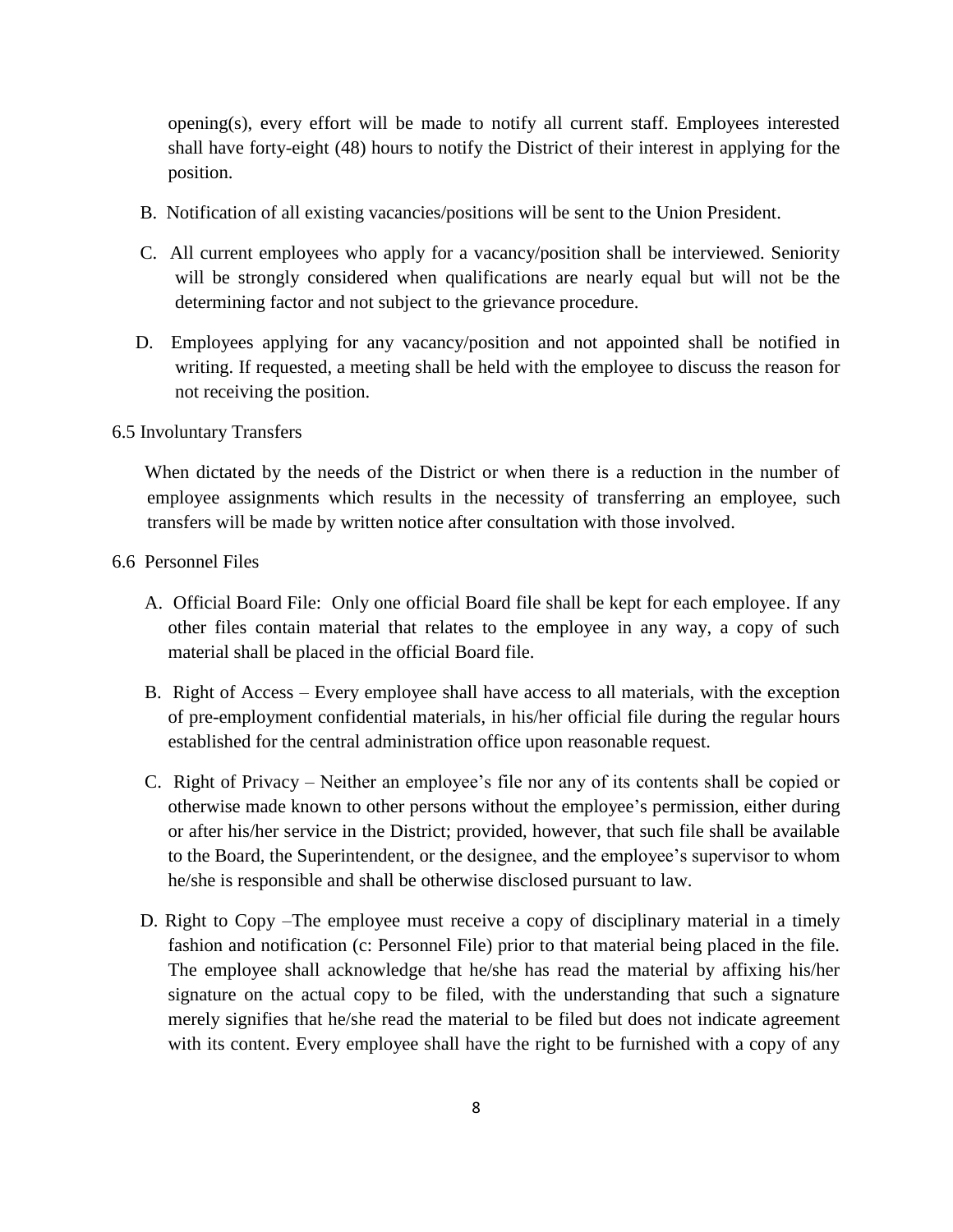opening(s), every effort will be made to notify all current staff. Employees interested shall have forty-eight (48) hours to notify the District of their interest in applying for the position.

B. Notification of all existing vacancies/positions will be sent to the Union President.

C. All current employees who apply for a vacancy/position shall be interviewed. Seniority will be strongly considered when qualifications are nearly equal but will not be the determining factor and not subject to the grievance procedure.

D. Employees applying for any vacancy/position and not appointed shall be notified in writing. If requested, a meeting shall be held with the employee to discuss the reason for not receiving the position.

6.5 Involuntary Transfers

When dictated by the needs of the District or when there is a reduction in the number of employee assignments which results in the necessity of transferring an employee, such transfers will be made by written notice after consultation with those involved.

6.6 Personnel Files

A. Official Board File: Only one official Board file shall be kept for each employee. If any other files contain material that relates to the employee in any way, a copy of such material shall be placed in the official Board file.

B. Right of Access – Every employee shall have access to all materials, with the exception of pre-employment confidential materials, in his/her official file during the regular hours established for the central administration office upon reasonable request.

C. Right of Privacy – Neither an employee's file nor any of its contents shall be copied or otherwise made known to other persons without the employee's permission, either during or after his/her service in the District; provided, however, that such file shall be available to the Board, the Superintendent, or the designee, and the employee's supervisor to whom he/she is responsible and shall be otherwise disclosed pursuant to law.

D. Right to Copy –The employee must receive a copy of disciplinary material in a timely fashion and notification (c: Personnel File) prior to that material being placed in the file. The employee shall acknowledge that he/she has read the material by affixing his/her signature on the actual copy to be filed, with the understanding that such a signature merely signifies that he/she read the material to be filed but does not indicate agreement with its content. Every employee shall have the right to be furnished with a copy of any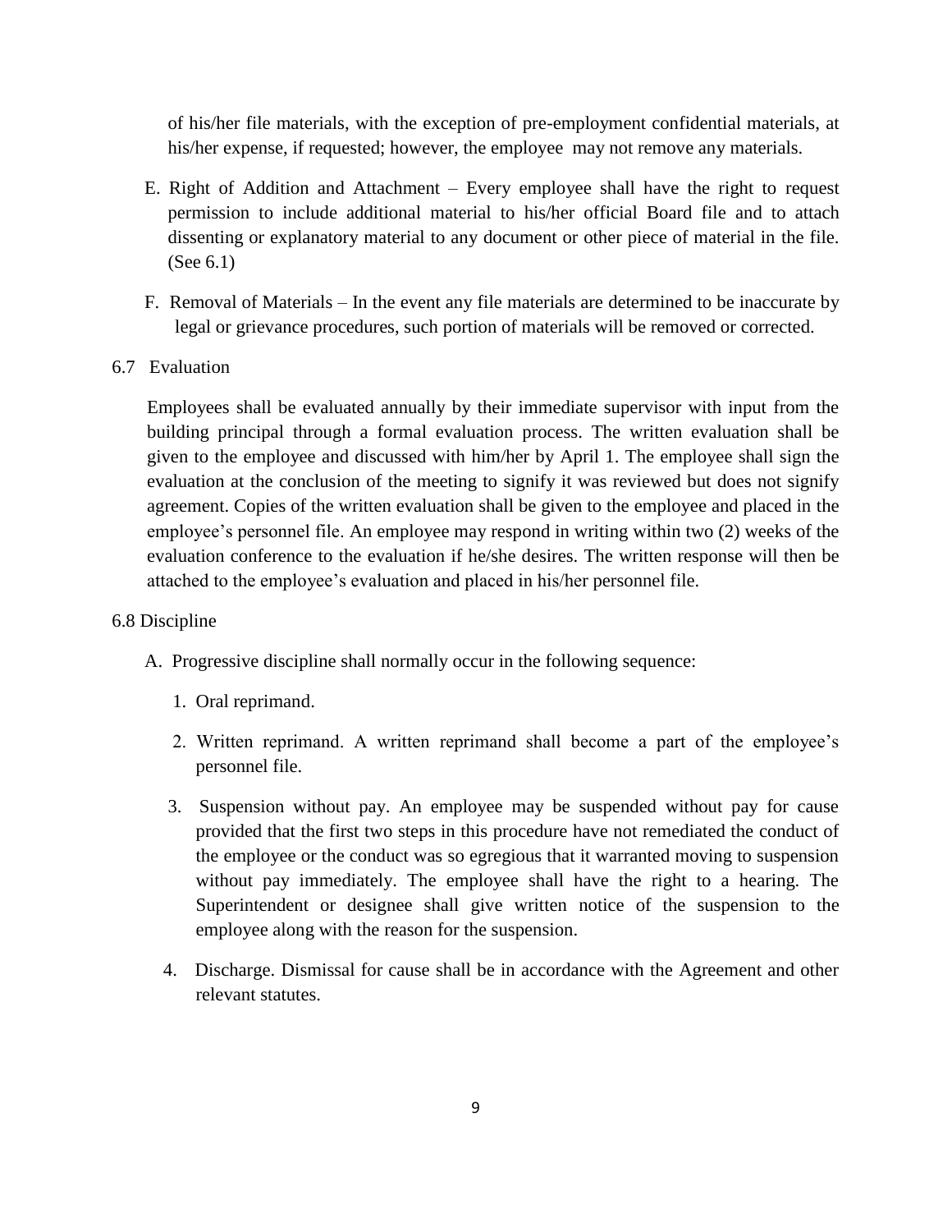of his/her file materials, with the exception of pre-employment confidential materials, at his/her expense, if requested; however, the employee may not remove any materials.

E. Right of Addition and Attachment – Every employee shall have the right to request permission to include additional material to his/her official Board file and to attach dissenting or explanatory material to any document or other piece of material in the file. (See 6.1)

F. Removal of Materials – In the event any file materials are determined to be inaccurate by legal or grievance procedures, such portion of materials will be removed or corrected.

6.7 Evaluation

Employees shall be evaluated annually by their immediate supervisor with input from the building principal through a formal evaluation process. The written evaluation shall be given to the employee and discussed with him/her by April 1. The employee shall sign the evaluation at the conclusion of the meeting to signify it was reviewed but does not signify agreement. Copies of the written evaluation shall be given to the employee and placed in the employee's personnel file. An employee may respond in writing within two (2) weeks of the evaluation conference to the evaluation if he/she desires. The written response will then be attached to the employee's evaluation and placed in his/her personnel file.

6.8 Discipline

A. Progressive discipline shall normally occur in the following sequence:

1. Oral reprimand.
2. Written reprimand. A written reprimand shall become a part of the employee's personnel file.
3. Suspension without pay. An employee may be suspended without pay for cause provided that the first two steps in this procedure have not remediated the conduct of the employee or the conduct was so egregious that it warranted moving to suspension without pay immediately. The employee shall have the right to a hearing. The Superintendent or designee shall give written notice of the suspension to the employee along with the reason for the suspension.
4. Discharge. Dismissal for cause shall be in accordance with the Agreement and other relevant statutes.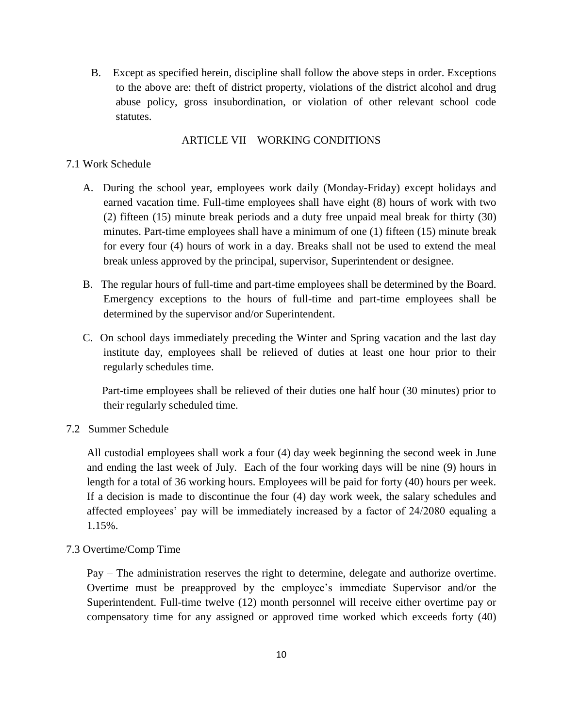B. Except as specified herein, discipline shall follow the above steps in order. Exceptions to the above are: theft of district property, violations of the district alcohol and drug abuse policy, gross insubordination, or violation of other relevant school code statutes.

## ARTICLE VII – WORKING CONDITIONS

### 7.1 Work Schedule

A. During the school year, employees work daily (Monday-Friday) except holidays and earned vacation time. Full-time employees shall have eight (8) hours of work with two (2) fifteen (15) minute break periods and a duty free unpaid meal break for thirty (30) minutes. Part-time employees shall have a minimum of one (1) fifteen (15) minute break for every four (4) hours of work in a day. Breaks shall not be used to extend the meal break unless approved by the principal, supervisor, Superintendent or designee.

B. The regular hours of full-time and part-time employees shall be determined by the Board. Emergency exceptions to the hours of full-time and part-time employees shall be determined by the supervisor and/or Superintendent.

C. On school days immediately preceding the Winter and Spring vacation and the last day institute day, employees shall be relieved of duties at least one hour prior to their regularly schedules time.

Part-time employees shall be relieved of their duties one half hour (30 minutes) prior to their regularly scheduled time.

### 7.2 Summer Schedule

All custodial employees shall work a four (4) day week beginning the second week in June and ending the last week of July. Each of the four working days will be nine (9) hours in length for a total of 36 working hours. Employees will be paid for forty (40) hours per week. If a decision is made to discontinue the four (4) day work week, the salary schedules and affected employees' pay will be immediately increased by a factor of 24/2080 equaling a 1.15%.

### 7.3 Overtime/Comp Time

Pay – The administration reserves the right to determine, delegate and authorize overtime. Overtime must be preapproved by the employee's immediate Supervisor and/or the Superintendent. Full-time twelve (12) month personnel will receive either overtime pay or compensatory time for any assigned or approved time worked which exceeds forty (40)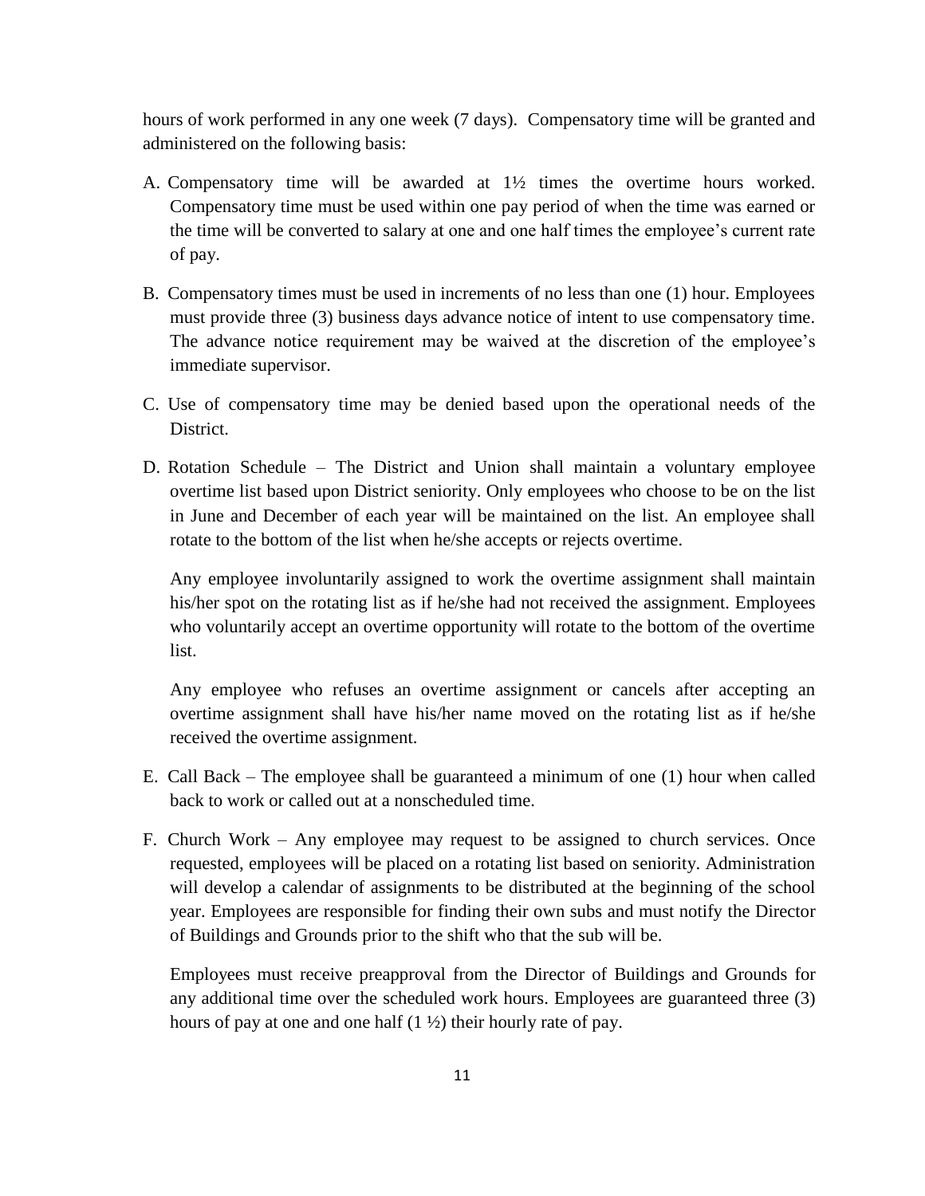hours of work performed in any one week (7 days). Compensatory time will be granted and administered on the following basis:

A. Compensatory time will be awarded at 1½ times the overtime hours worked. Compensatory time must be used within one pay period of when the time was earned or the time will be converted to salary at one and one half times the employee's current rate of pay.

B. Compensatory times must be used in increments of no less than one (1) hour. Employees must provide three (3) business days advance notice of intent to use compensatory time. The advance notice requirement may be waived at the discretion of the employee's immediate supervisor.

C. Use of compensatory time may be denied based upon the operational needs of the District.

D. Rotation Schedule – The District and Union shall maintain a voluntary employee overtime list based upon District seniority. Only employees who choose to be on the list in June and December of each year will be maintained on the list. An employee shall rotate to the bottom of the list when he/she accepts or rejects overtime.

   Any employee involuntarily assigned to work the overtime assignment shall maintain his/her spot on the rotating list as if he/she had not received the assignment. Employees who voluntarily accept an overtime opportunity will rotate to the bottom of the overtime list.

   Any employee who refuses an overtime assignment or cancels after accepting an overtime assignment shall have his/her name moved on the rotating list as if he/she received the overtime assignment.

E. Call Back – The employee shall be guaranteed a minimum of one (1) hour when called back to work or called out at a nonscheduled time.

F. Church Work – Any employee may request to be assigned to church services. Once requested, employees will be placed on a rotating list based on seniority. Administration will develop a calendar of assignments to be distributed at the beginning of the school year. Employees are responsible for finding their own subs and must notify the Director of Buildings and Grounds prior to the shift who that the sub will be.

   Employees must receive preapproval from the Director of Buildings and Grounds for any additional time over the scheduled work hours. Employees are guaranteed three (3) hours of pay at one and one half (1 ½) their hourly rate of pay.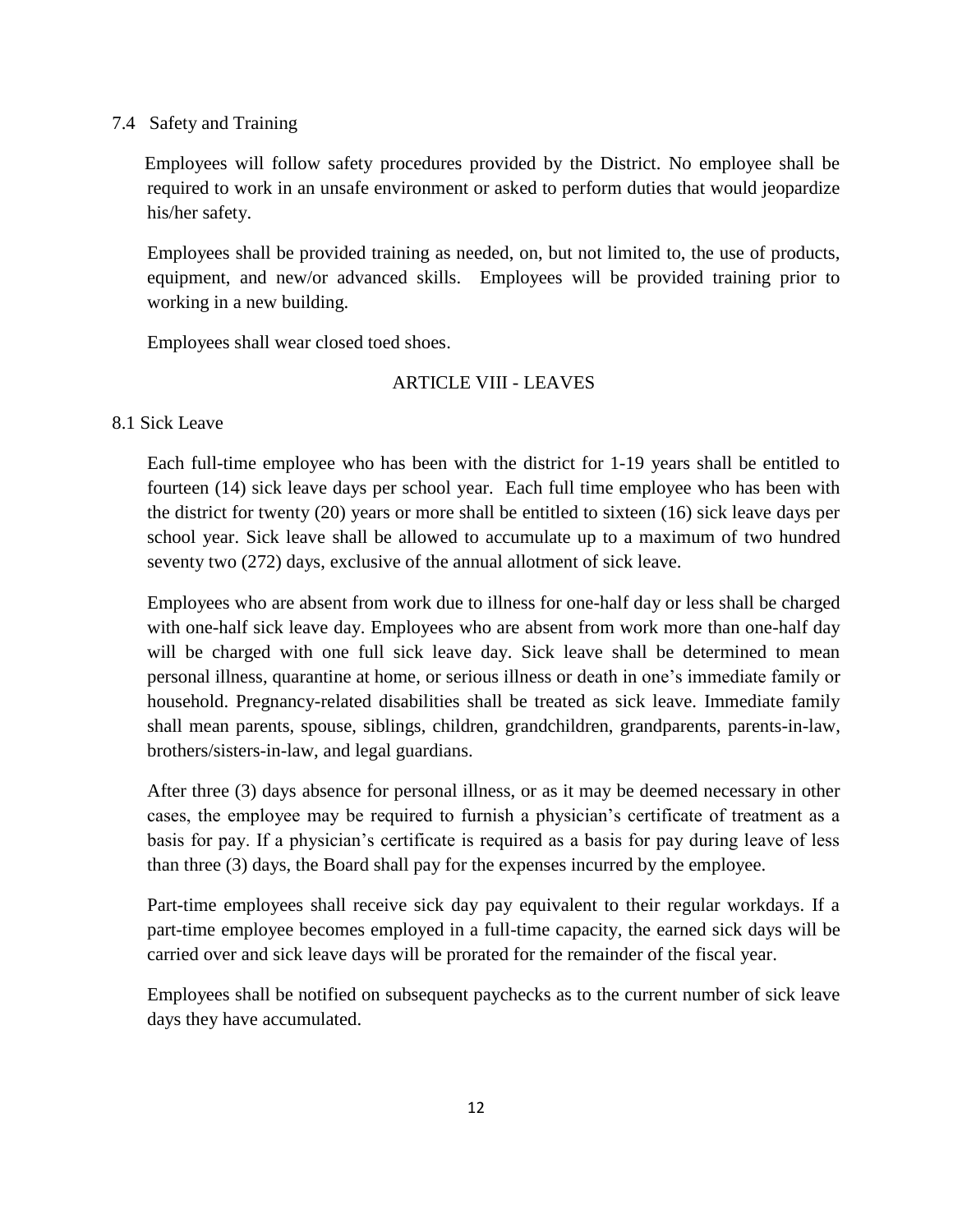### 7.4 Safety and Training

Employees will follow safety procedures provided by the District. No employee shall be required to work in an unsafe environment or asked to perform duties that would jeopardize his/her safety.

Employees shall be provided training as needed, on, but not limited to, the use of products, equipment, and new/or advanced skills. Employees will be provided training prior to working in a new building.

Employees shall wear closed toed shoes.

## ARTICLE VIII - LEAVES

### 8.1 Sick Leave

Each full-time employee who has been with the district for 1-19 years shall be entitled to fourteen (14) sick leave days per school year. Each full time employee who has been with the district for twenty (20) years or more shall be entitled to sixteen (16) sick leave days per school year. Sick leave shall be allowed to accumulate up to a maximum of two hundred seventy two (272) days, exclusive of the annual allotment of sick leave.

Employees who are absent from work due to illness for one-half day or less shall be charged with one-half sick leave day. Employees who are absent from work more than one-half day will be charged with one full sick leave day. Sick leave shall be determined to mean personal illness, quarantine at home, or serious illness or death in one's immediate family or household. Pregnancy-related disabilities shall be treated as sick leave. Immediate family shall mean parents, spouse, siblings, children, grandchildren, grandparents, parents-in-law, brothers/sisters-in-law, and legal guardians.

After three (3) days absence for personal illness, or as it may be deemed necessary in other cases, the employee may be required to furnish a physician's certificate of treatment as a basis for pay. If a physician's certificate is required as a basis for pay during leave of less than three (3) days, the Board shall pay for the expenses incurred by the employee.

Part-time employees shall receive sick day pay equivalent to their regular workdays. If a part-time employee becomes employed in a full-time capacity, the earned sick days will be carried over and sick leave days will be prorated for the remainder of the fiscal year.

Employees shall be notified on subsequent paychecks as to the current number of sick leave days they have accumulated.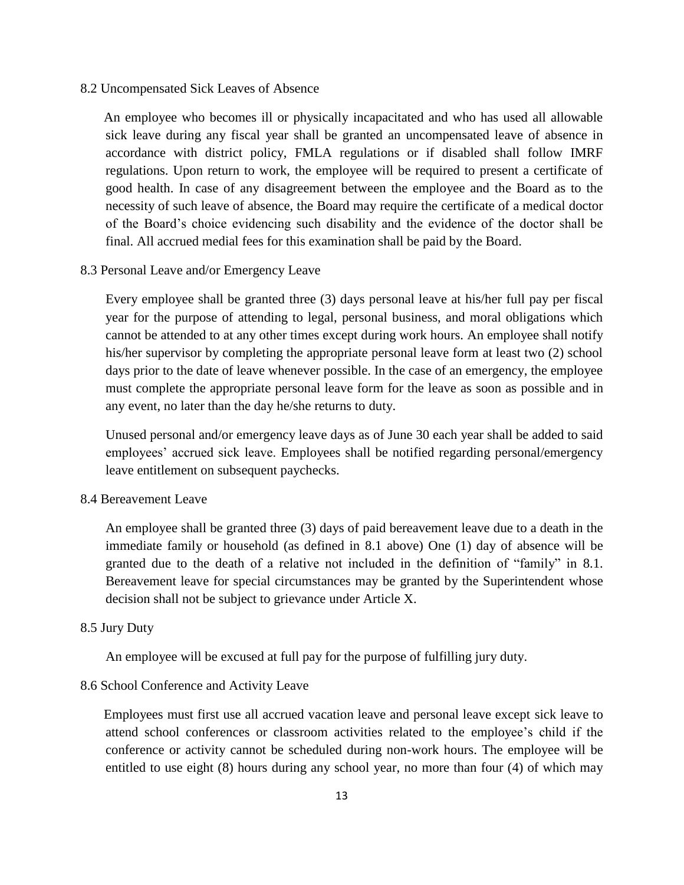### 8.2 Uncompensated Sick Leaves of Absence

An employee who becomes ill or physically incapacitated and who has used all allowable sick leave during any fiscal year shall be granted an uncompensated leave of absence in accordance with district policy, FMLA regulations or if disabled shall follow IMRF regulations. Upon return to work, the employee will be required to present a certificate of good health. In case of any disagreement between the employee and the Board as to the necessity of such leave of absence, the Board may require the certificate of a medical doctor of the Board's choice evidencing such disability and the evidence of the doctor shall be final. All accrued medial fees for this examination shall be paid by the Board.

### 8.3 Personal Leave and/or Emergency Leave

Every employee shall be granted three (3) days personal leave at his/her full pay per fiscal year for the purpose of attending to legal, personal business, and moral obligations which cannot be attended to at any other times except during work hours. An employee shall notify his/her supervisor by completing the appropriate personal leave form at least two (2) school days prior to the date of leave whenever possible. In the case of an emergency, the employee must complete the appropriate personal leave form for the leave as soon as possible and in any event, no later than the day he/she returns to duty.

Unused personal and/or emergency leave days as of June 30 each year shall be added to said employees' accrued sick leave. Employees shall be notified regarding personal/emergency leave entitlement on subsequent paychecks.

### 8.4 Bereavement Leave

An employee shall be granted three (3) days of paid bereavement leave due to a death in the immediate family or household (as defined in 8.1 above) One (1) day of absence will be granted due to the death of a relative not included in the definition of "family" in 8.1. Bereavement leave for special circumstances may be granted by the Superintendent whose decision shall not be subject to grievance under Article X.

### 8.5 Jury Duty

An employee will be excused at full pay for the purpose of fulfilling jury duty.

### 8.6 School Conference and Activity Leave

Employees must first use all accrued vacation leave and personal leave except sick leave to attend school conferences or classroom activities related to the employee's child if the conference or activity cannot be scheduled during non-work hours. The employee will be entitled to use eight (8) hours during any school year, no more than four (4) of which may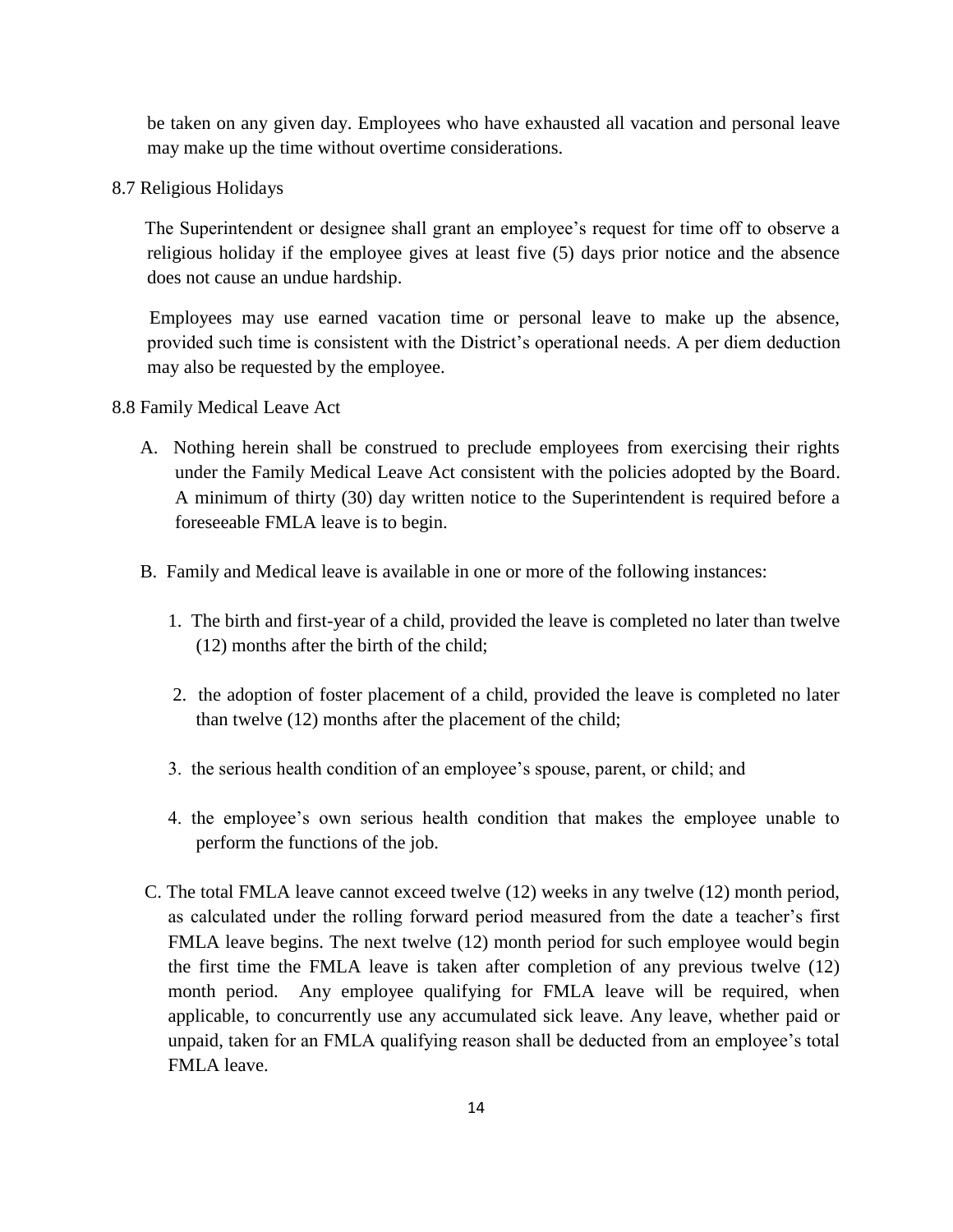be taken on any given day. Employees who have exhausted all vacation and personal leave may make up the time without overtime considerations.

8.7 Religious Holidays

The Superintendent or designee shall grant an employee's request for time off to observe a religious holiday if the employee gives at least five (5) days prior notice and the absence does not cause an undue hardship.

Employees may use earned vacation time or personal leave to make up the absence, provided such time is consistent with the District's operational needs. A per diem deduction may also be requested by the employee.

8.8 Family Medical Leave Act

A. Nothing herein shall be construed to preclude employees from exercising their rights under the Family Medical Leave Act consistent with the policies adopted by the Board. A minimum of thirty (30) day written notice to the Superintendent is required before a foreseeable FMLA leave is to begin.

B. Family and Medical leave is available in one or more of the following instances:

1. The birth and first-year of a child, provided the leave is completed no later than twelve (12) months after the birth of the child;

2. the adoption of foster placement of a child, provided the leave is completed no later than twelve (12) months after the placement of the child;

3. the serious health condition of an employee's spouse, parent, or child; and

4. the employee's own serious health condition that makes the employee unable to perform the functions of the job.

C. The total FMLA leave cannot exceed twelve (12) weeks in any twelve (12) month period, as calculated under the rolling forward period measured from the date a teacher's first FMLA leave begins. The next twelve (12) month period for such employee would begin the first time the FMLA leave is taken after completion of any previous twelve (12) month period. Any employee qualifying for FMLA leave will be required, when applicable, to concurrently use any accumulated sick leave. Any leave, whether paid or unpaid, taken for an FMLA qualifying reason shall be deducted from an employee's total FMLA leave.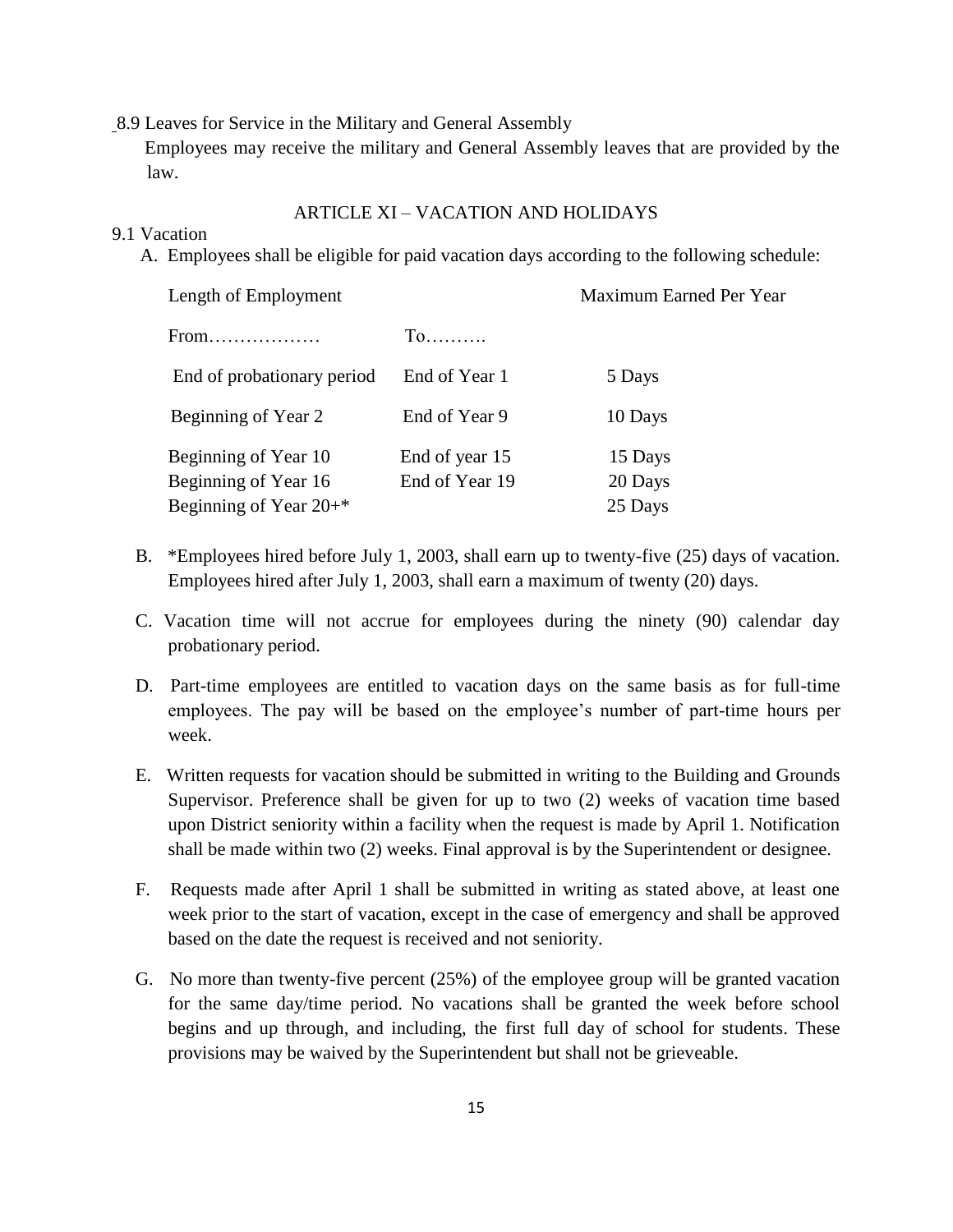8.9 Leaves for Service in the Military and General Assembly

Employees may receive the military and General Assembly leaves that are provided by the law.

## ARTICLE XI – VACATION AND HOLIDAYS

9.1 Vacation

A. Employees shall be eligible for paid vacation days according to the following schedule:

| Length of Employment | | Maximum Earned Per Year |
|---|---|---|
| From……………… | To………. | |
| End of probationary period | End of Year 1 | 5 Days |
| Beginning of Year 2 | End of Year 9 | 10 Days |
| Beginning of Year 10 | End of year 15 | 15 Days |
| Beginning of Year 16 | End of Year 19 | 20 Days |
| Beginning of Year 20+* | | 25 Days |

B. *Employees hired before July 1, 2003, shall earn up to twenty-five (25) days of vacation. Employees hired after July 1, 2003, shall earn a maximum of twenty (20) days.

C. Vacation time will not accrue for employees during the ninety (90) calendar day probationary period.

D. Part-time employees are entitled to vacation days on the same basis as for full-time employees. The pay will be based on the employee's number of part-time hours per week.

E. Written requests for vacation should be submitted in writing to the Building and Grounds Supervisor. Preference shall be given for up to two (2) weeks of vacation time based upon District seniority within a facility when the request is made by April 1. Notification shall be made within two (2) weeks. Final approval is by the Superintendent or designee.

F. Requests made after April 1 shall be submitted in writing as stated above, at least one week prior to the start of vacation, except in the case of emergency and shall be approved based on the date the request is received and not seniority.

G. No more than twenty-five percent (25%) of the employee group will be granted vacation for the same day/time period. No vacations shall be granted the week before school begins and up through, and including, the first full day of school for students. These provisions may be waived by the Superintendent but shall not be grieveable.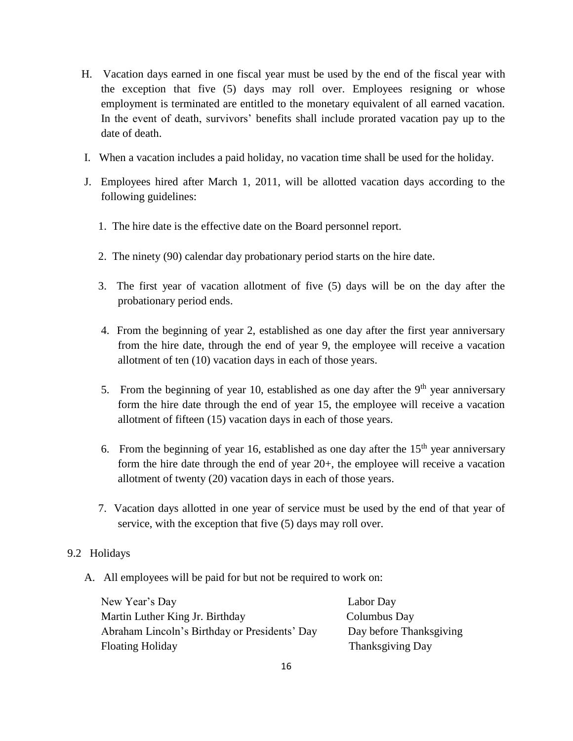H. Vacation days earned in one fiscal year must be used by the end of the fiscal year with the exception that five (5) days may roll over. Employees resigning or whose employment is terminated are entitled to the monetary equivalent of all earned vacation. In the event of death, survivors' benefits shall include prorated vacation pay up to the date of death.

I. When a vacation includes a paid holiday, no vacation time shall be used for the holiday.

J. Employees hired after March 1, 2011, will be allotted vacation days according to the following guidelines:

1. The hire date is the effective date on the Board personnel report.

2. The ninety (90) calendar day probationary period starts on the hire date.

3. The first year of vacation allotment of five (5) days will be on the day after the probationary period ends.

4. From the beginning of year 2, established as one day after the first year anniversary from the hire date, through the end of year 9, the employee will receive a vacation allotment of ten (10) vacation days in each of those years.

5. From the beginning of year 10, established as one day after the 9th year anniversary form the hire date through the end of year 15, the employee will receive a vacation allotment of fifteen (15) vacation days in each of those years.

6. From the beginning of year 16, established as one day after the 15th year anniversary form the hire date through the end of year 20+, the employee will receive a vacation allotment of twenty (20) vacation days in each of those years.

7. Vacation days allotted in one year of service must be used by the end of that year of service, with the exception that five (5) days may roll over.

9.2 Holidays

A. All employees will be paid for but not be required to work on:

| | |
|---|---|
| New Year's Day | Labor Day |
| Martin Luther King Jr. Birthday | Columbus Day |
| Abraham Lincoln's Birthday or Presidents' Day | Day before Thanksgiving |
| Floating Holiday | Thanksgiving Day |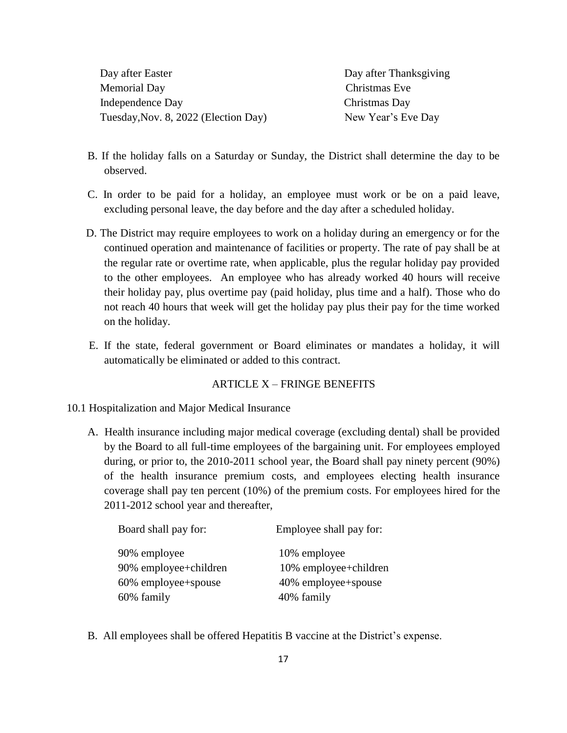| | |
|---|---|
| Day after Easter | Day after Thanksgiving |
| Memorial Day | Christmas Eve |
| Independence Day | Christmas Day |
| Tuesday,Nov. 8, 2022 (Election Day) | New Year's Eve Day |

B. If the holiday falls on a Saturday or Sunday, the District shall determine the day to be observed.

C. In order to be paid for a holiday, an employee must work or be on a paid leave, excluding personal leave, the day before and the day after a scheduled holiday.

D. The District may require employees to work on a holiday during an emergency or for the continued operation and maintenance of facilities or property. The rate of pay shall be at the regular rate or overtime rate, when applicable, plus the regular holiday pay provided to the other employees. An employee who has already worked 40 hours will receive their holiday pay, plus overtime pay (paid holiday, plus time and a half). Those who do not reach 40 hours that week will get the holiday pay plus their pay for the time worked on the holiday.

E. If the state, federal government or Board eliminates or mandates a holiday, it will automatically be eliminated or added to this contract.

## ARTICLE X – FRINGE BENEFITS

10.1 Hospitalization and Major Medical Insurance

A. Health insurance including major medical coverage (excluding dental) shall be provided by the Board to all full-time employees of the bargaining unit. For employees employed during, or prior to, the 2010-2011 school year, the Board shall pay ninety percent (90%) of the health insurance premium costs, and employees electing health insurance coverage shall pay ten percent (10%) of the premium costs. For employees hired for the 2011-2012 school year and thereafter,

| Board shall pay for: | Employee shall pay for: |
|---|---|
| 90% employee | 10% employee |
| 90% employee+children | 10% employee+children |
| 60% employee+spouse | 40% employee+spouse |
| 60% family | 40% family |

B. All employees shall be offered Hepatitis B vaccine at the District's expense.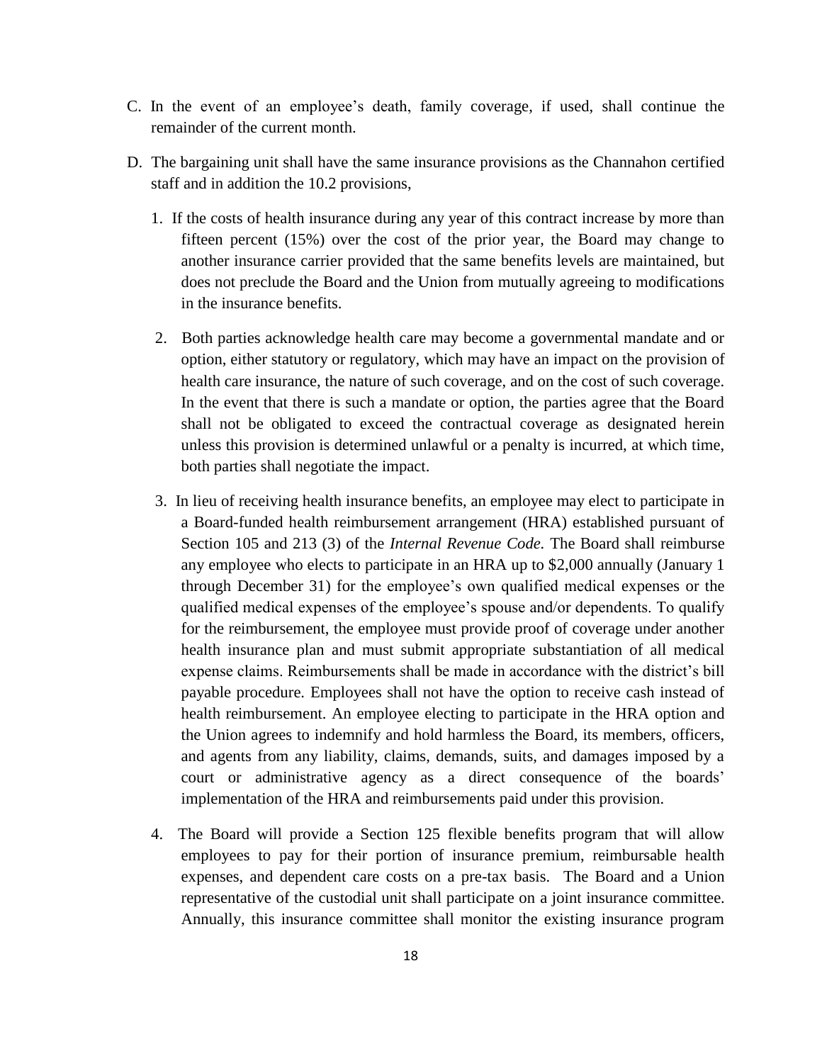C. In the event of an employee's death, family coverage, if used, shall continue the remainder of the current month.

D. The bargaining unit shall have the same insurance provisions as the Channahon certified staff and in addition the 10.2 provisions,

   1. If the costs of health insurance during any year of this contract increase by more than fifteen percent (15%) over the cost of the prior year, the Board may change to another insurance carrier provided that the same benefits levels are maintained, but does not preclude the Board and the Union from mutually agreeing to modifications in the insurance benefits.

   2. Both parties acknowledge health care may become a governmental mandate and or option, either statutory or regulatory, which may have an impact on the provision of health care insurance, the nature of such coverage, and on the cost of such coverage. In the event that there is such a mandate or option, the parties agree that the Board shall not be obligated to exceed the contractual coverage as designated herein unless this provision is determined unlawful or a penalty is incurred, at which time, both parties shall negotiate the impact.

   3. In lieu of receiving health insurance benefits, an employee may elect to participate in a Board-funded health reimbursement arrangement (HRA) established pursuant of Section 105 and 213 (3) of the *Internal Revenue Code.* The Board shall reimburse any employee who elects to participate in an HRA up to $2,000 annually (January 1 through December 31) for the employee's own qualified medical expenses or the qualified medical expenses of the employee's spouse and/or dependents. To qualify for the reimbursement, the employee must provide proof of coverage under another health insurance plan and must submit appropriate substantiation of all medical expense claims. Reimbursements shall be made in accordance with the district's bill payable procedure. Employees shall not have the option to receive cash instead of health reimbursement. An employee electing to participate in the HRA option and the Union agrees to indemnify and hold harmless the Board, its members, officers, and agents from any liability, claims, demands, suits, and damages imposed by a court or administrative agency as a direct consequence of the boards' implementation of the HRA and reimbursements paid under this provision.

   4. The Board will provide a Section 125 flexible benefits program that will allow employees to pay for their portion of insurance premium, reimbursable health expenses, and dependent care costs on a pre-tax basis. The Board and a Union representative of the custodial unit shall participate on a joint insurance committee. Annually, this insurance committee shall monitor the existing insurance program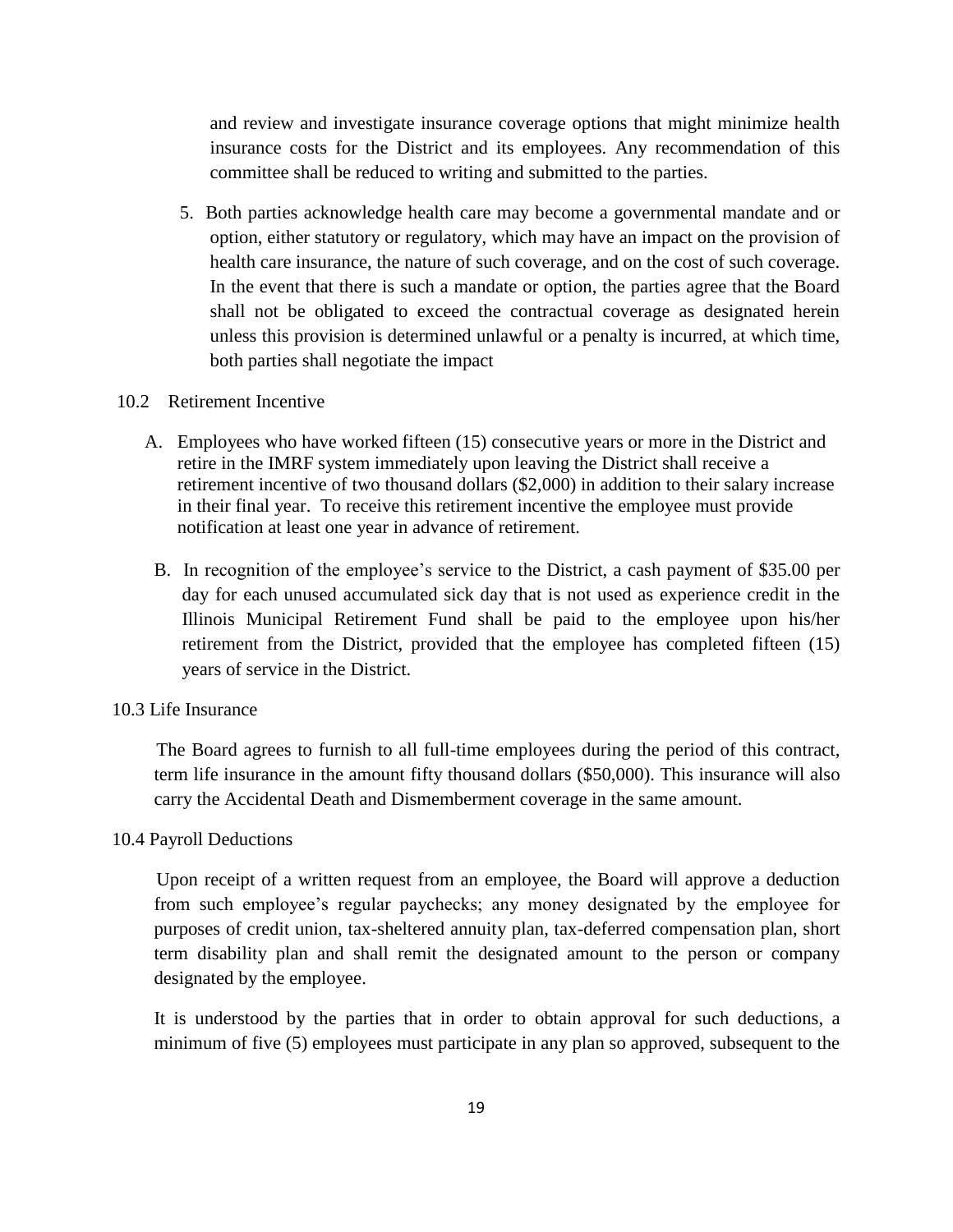and review and investigate insurance coverage options that might minimize health insurance costs for the District and its employees. Any recommendation of this committee shall be reduced to writing and submitted to the parties.

5. Both parties acknowledge health care may become a governmental mandate and or option, either statutory or regulatory, which may have an impact on the provision of health care insurance, the nature of such coverage, and on the cost of such coverage. In the event that there is such a mandate or option, the parties agree that the Board shall not be obligated to exceed the contractual coverage as designated herein unless this provision is determined unlawful or a penalty is incurred, at which time, both parties shall negotiate the impact

10.2 Retirement Incentive

A. Employees who have worked fifteen (15) consecutive years or more in the District and retire in the IMRF system immediately upon leaving the District shall receive a retirement incentive of two thousand dollars ($2,000) in addition to their salary increase in their final year. To receive this retirement incentive the employee must provide notification at least one year in advance of retirement.

B. In recognition of the employee's service to the District, a cash payment of $35.00 per day for each unused accumulated sick day that is not used as experience credit in the Illinois Municipal Retirement Fund shall be paid to the employee upon his/her retirement from the District, provided that the employee has completed fifteen (15) years of service in the District.

10.3 Life Insurance

The Board agrees to furnish to all full-time employees during the period of this contract, term life insurance in the amount fifty thousand dollars ($50,000). This insurance will also carry the Accidental Death and Dismemberment coverage in the same amount.

10.4 Payroll Deductions

Upon receipt of a written request from an employee, the Board will approve a deduction from such employee's regular paychecks; any money designated by the employee for purposes of credit union, tax-sheltered annuity plan, tax-deferred compensation plan, short term disability plan and shall remit the designated amount to the person or company designated by the employee.

It is understood by the parties that in order to obtain approval for such deductions, a minimum of five (5) employees must participate in any plan so approved, subsequent to the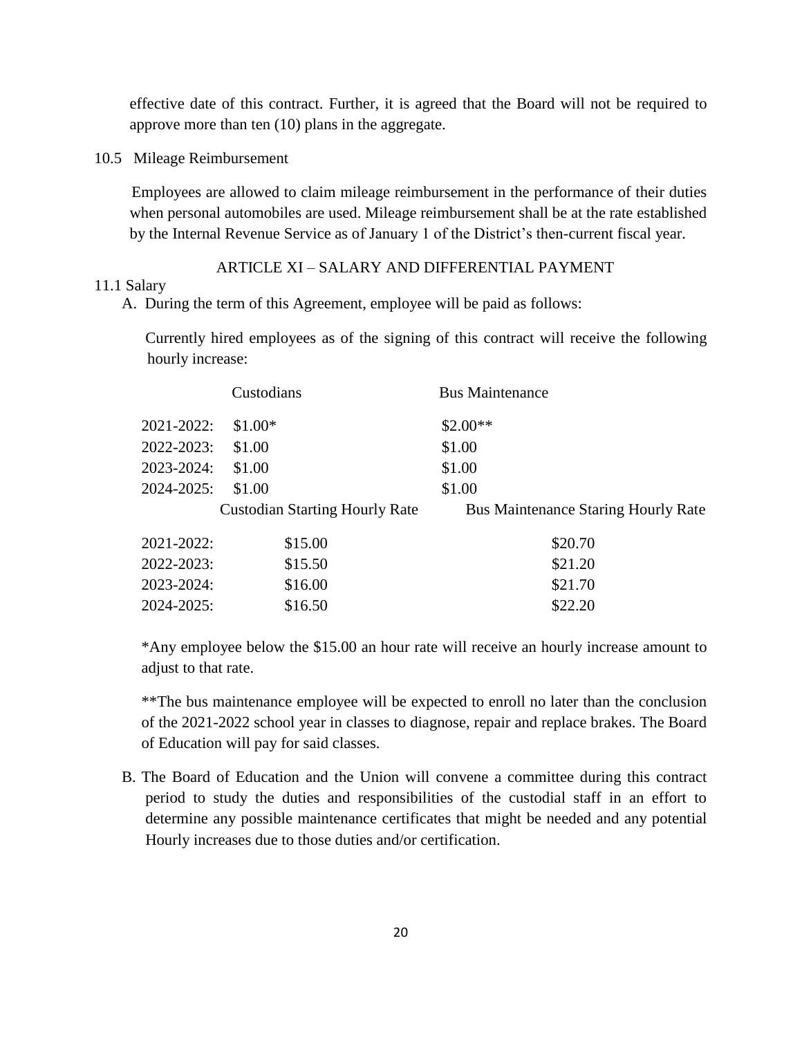effective date of this contract. Further, it is agreed that the Board will not be required to approve more than ten (10) plans in the aggregate.

10.5 Mileage Reimbursement

Employees are allowed to claim mileage reimbursement in the performance of their duties when personal automobiles are used. Mileage reimbursement shall be at the rate established by the Internal Revenue Service as of January 1 of the District's then-current fiscal year.

## ARTICLE XI – SALARY AND DIFFERENTIAL PAYMENT

11.1 Salary

A. During the term of this Agreement, employee will be paid as follows:

Currently hired employees as of the signing of this contract will receive the following hourly increase:

| | Custodians | Bus Maintenance |
|---|---|---|
| 2021-2022: | $1.00* | $2.00** |
| 2022-2023: | $1.00 | $1.00 |
| 2023-2024: | $1.00 | $1.00 |
| 2024-2025: | $1.00 | $1.00 |

| | Custodian Starting Hourly Rate | Bus Maintenance Staring Hourly Rate |
|---|---|---|
| 2021-2022: | $15.00 | $20.70 |
| 2022-2023: | $15.50 | $21.20 |
| 2023-2024: | $16.00 | $21.70 |
| 2024-2025: | $16.50 | $22.20 |

*Any employee below the $15.00 an hour rate will receive an hourly increase amount to adjust to that rate.

**The bus maintenance employee will be expected to enroll no later than the conclusion of the 2021-2022 school year in classes to diagnose, repair and replace brakes. The Board of Education will pay for said classes.

B. The Board of Education and the Union will convene a committee during this contract period to study the duties and responsibilities of the custodial staff in an effort to determine any possible maintenance certificates that might be needed and any potential Hourly increases due to those duties and/or certification.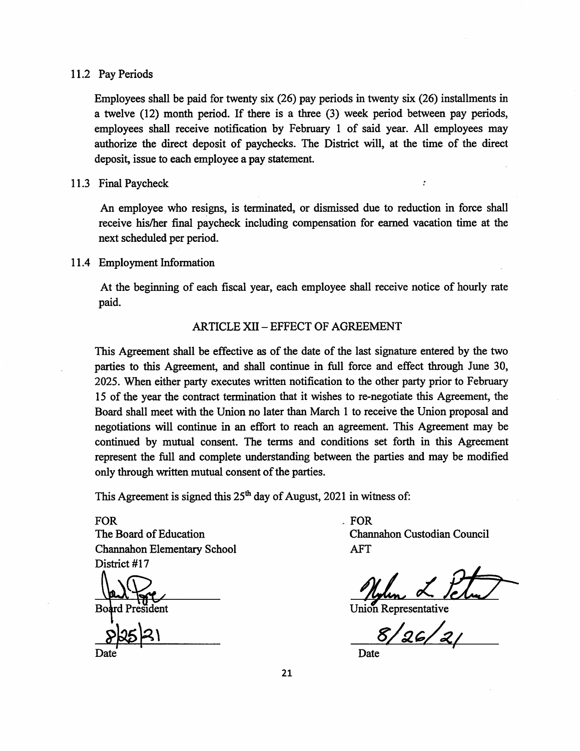11.2 Pay Periods

Employees shall be paid for twenty six (26) pay periods in twenty six (26) installments in a twelve (12) month period. If there is a three (3) week period between pay periods, employees shall receive notification by February 1 of said year. All employees may authorize the direct deposit of paychecks. The District will, at the time of the direct deposit, issue to each employee a pay statement.

11.3 Final Paycheck

An employee who resigns, is terminated, or dismissed due to reduction in force shall receive his/her final paycheck including compensation for earned vacation time at the next scheduled per period.

11.4 Employment Information

At the beginning of each fiscal year, each employee shall receive notice of hourly rate paid.

## ARTICLE XII – EFFECT OF AGREEMENT

This Agreement shall be effective as of the date of the last signature entered by the two parties to this Agreement, and shall continue in full force and effect through June 30, 2025. When either party executes written notification to the other party prior to February 15 of the year the contract termination that it wishes to re-negotiate this Agreement, the Board shall meet with the Union no later than March 1 to receive the Union proposal and negotiations will continue in an effort to reach an agreement. This Agreement may be continued by mutual consent. The terms and conditions set forth in this Agreement represent the full and complete understanding between the parties and may be modified only through written mutual consent of the parties.

This Agreement is signed this 25th day of August, 2021 in witness of:

FOR
The Board of Education
Channahon Elementary School
District #17

Board President

8/25/21
Date

FOR
Channahon Custodian Council
AFT

Union Representative

8/26/21
Date